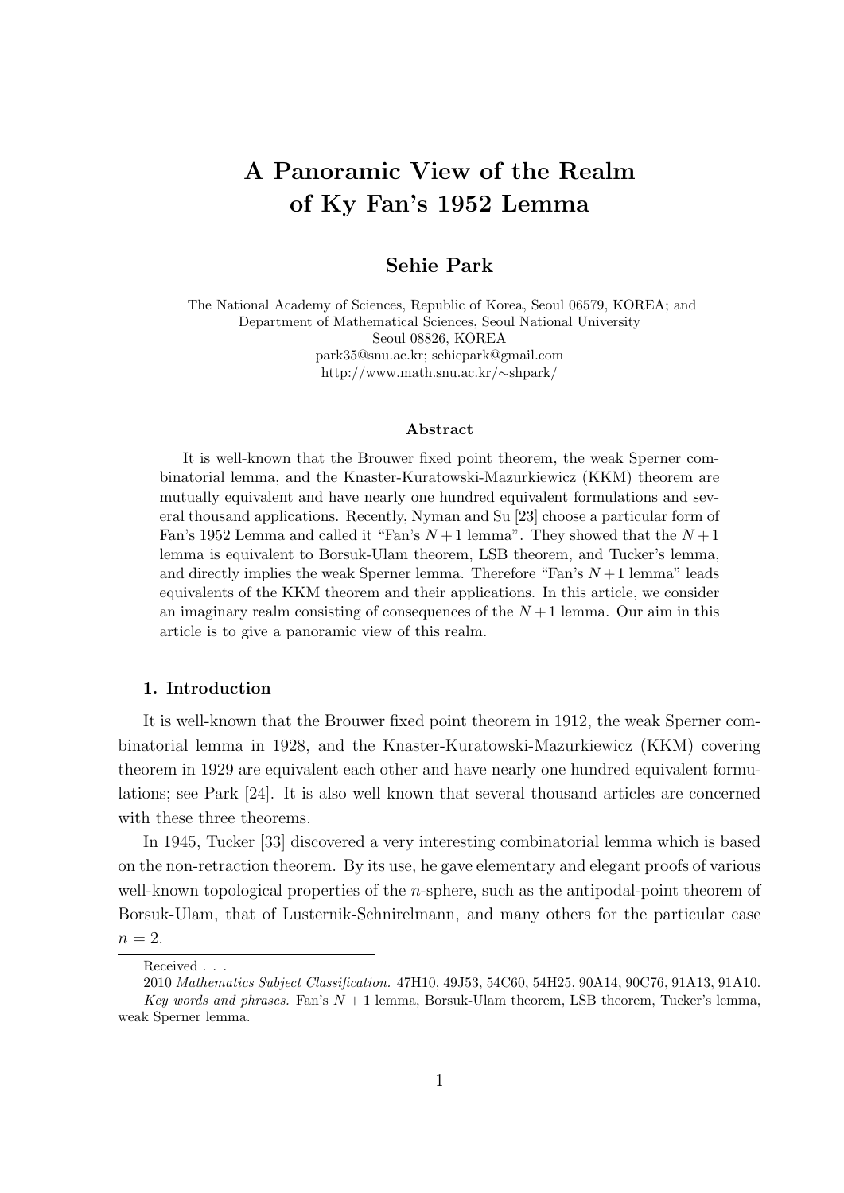# A Panoramic View of the Realm of Ky Fan's 1952 Lemma

**Sehie Park**

The National Academy of Sciences, Republic of Korea, Seoul 06579, KOREA; and
Department of Mathematical Sciences, Seoul National University
Seoul 08826, KOREA
park35@snu.ac.kr; sehiepark@gmail.com
http://www.math.snu.ac.kr/∼shpark/

**Abstract**

It is well-known that the Brouwer fixed point theorem, the weak Sperner combinatorial lemma, and the Knaster-Kuratowski-Mazurkiewicz (KKM) theorem are mutually equivalent and have nearly one hundred equivalent formulations and several thousand applications. Recently, Nyman and Su [23] choose a particular form of Fan's 1952 Lemma and called it "Fan's $N+1$ lemma". They showed that the $N+1$ lemma is equivalent to Borsuk-Ulam theorem, LSB theorem, and Tucker's lemma, and directly implies the weak Sperner lemma. Therefore "Fan's $N+1$ lemma" leads equivalents of the KKM theorem and their applications. In this article, we consider an imaginary realm consisting of consequences of the $N+1$ lemma. Our aim in this article is to give a panoramic view of this realm.

### 1. Introduction

It is well-known that the Brouwer fixed point theorem in 1912, the weak Sperner combinatorial lemma in 1928, and the Knaster-Kuratowski-Mazurkiewicz (KKM) covering theorem in 1929 are equivalent each other and have nearly one hundred equivalent formulations; see Park [24]. It is also well known that several thousand articles are concerned with these three theorems.

In 1945, Tucker [33] discovered a very interesting combinatorial lemma which is based on the non-retraction theorem. By its use, he gave elementary and elegant proofs of various well-known topological properties of the $n$-sphere, such as the antipodal-point theorem of Borsuk-Ulam, that of Lusternik-Schnirelmann, and many others for the particular case $n = 2$.

---

Received . . .

2010 *Mathematics Subject Classification.* 47H10, 49J53, 54C60, 54H25, 90A14, 90C76, 91A13, 91A10.

*Key words and phrases.* Fan's $N+1$ lemma, Borsuk-Ulam theorem, LSB theorem, Tucker's lemma, weak Sperner lemma.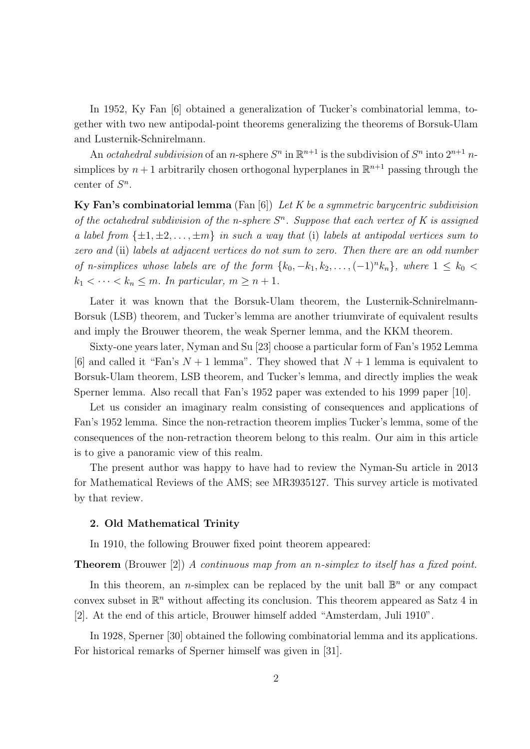In 1952, Ky Fan [6] obtained a generalization of Tucker's combinatorial lemma, together with two new antipodal-point theorems generalizing the theorems of Borsuk-Ulam and Lusternik-Schnirelmann.

An *octahedral subdivision* of an $n$-sphere $S^n$ in $\mathbb{R}^{n+1}$ is the subdivision of $S^n$ into $2^{n+1}$ $n$-simplices by $n+1$ arbitrarily chosen orthogonal hyperplanes in $\mathbb{R}^{n+1}$ passing through the center of $S^n$.

**Ky Fan's combinatorial lemma** (Fan [6]) *Let $K$ be a symmetric barycentric subdivision of the octahedral subdivision of the $n$-sphere $S^n$. Suppose that each vertex of $K$ is assigned a label from $\{\pm 1, \pm 2, \ldots, \pm m\}$ in such a way that* (i) *labels at antipodal vertices sum to zero and* (ii) *labels at adjacent vertices do not sum to zero. Then there are an odd number of $n$-simplices whose labels are of the form $\{k_0, -k_1, k_2, \ldots, (-1)^n k_n\}$, where $1 \leq k_0 < k_1 < \cdots < k_n \leq m$. In particular, $m \geq n+1$.*

Later it was known that the Borsuk-Ulam theorem, the Lusternik-Schnirelmann-Borsuk (LSB) theorem, and Tucker's lemma are another triumvirate of equivalent results and imply the Brouwer theorem, the weak Sperner lemma, and the KKM theorem.

Sixty-one years later, Nyman and Su [23] choose a particular form of Fan's 1952 Lemma [6] and called it "Fan's $N+1$ lemma". They showed that $N+1$ lemma is equivalent to Borsuk-Ulam theorem, LSB theorem, and Tucker's lemma, and directly implies the weak Sperner lemma. Also recall that Fan's 1952 paper was extended to his 1999 paper [10].

Let us consider an imaginary realm consisting of consequences and applications of Fan's 1952 lemma. Since the non-retraction theorem implies Tucker's lemma, some of the consequences of the non-retraction theorem belong to this realm. Our aim in this article is to give a panoramic view of this realm.

The present author was happy to have had to review the Nyman-Su article in 2013 for Mathematical Reviews of the AMS; see MR3935127. This survey article is motivated by that review.

## 2. Old Mathematical Trinity

In 1910, the following Brouwer fixed point theorem appeared:

**Theorem** (Brouwer [2]) *A continuous map from an $n$-simplex to itself has a fixed point.*

In this theorem, an $n$-simplex can be replaced by the unit ball $\mathbb{B}^n$ or any compact convex subset in $\mathbb{R}^n$ without affecting its conclusion. This theorem appeared as Satz 4 in [2]. At the end of this article, Brouwer himself added "Amsterdam, Juli 1910".

In 1928, Sperner [30] obtained the following combinatorial lemma and its applications. For historical remarks of Sperner himself was given in [31].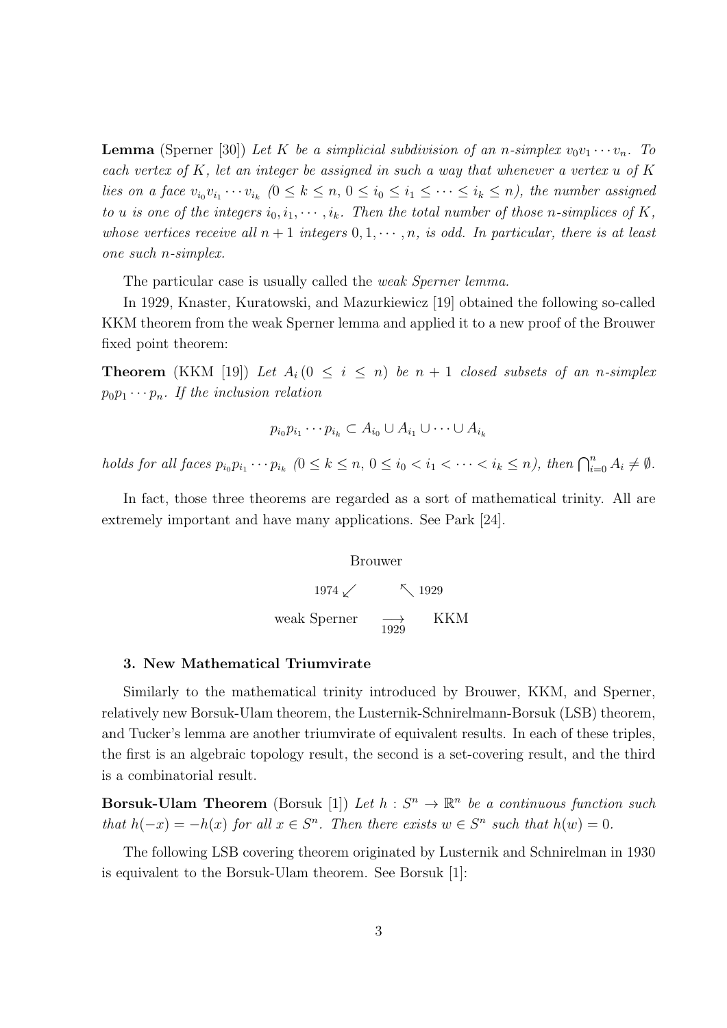**Lemma** (Sperner [30]) *Let $K$ be a simplicial subdivision of an $n$-simplex $v_0v_1\cdots v_n$. To each vertex of $K$, let an integer be assigned in such a way that whenever a vertex $u$ of $K$ lies on a face $v_{i_0}v_{i_1}\cdots v_{i_k}$ ($0 \leq k \leq n$, $0 \leq i_0 \leq i_1 \leq \cdots \leq i_k \leq n$), the number assigned to $u$ is one of the integers $i_0, i_1, \cdots, i_k$. Then the total number of those $n$-simplices of $K$, whose vertices receive all $n+1$ integers $0, 1, \cdots, n$, is odd. In particular, there is at least one such $n$-simplex.*

The particular case is usually called the *weak Sperner lemma.*

In 1929, Knaster, Kuratowski, and Mazurkiewicz [19] obtained the following so-called KKM theorem from the weak Sperner lemma and applied it to a new proof of the Brouwer fixed point theorem:

**Theorem** (KKM [19]) *Let $A_i\,(0 \leq i \leq n)$ be $n+1$ closed subsets of an $n$-simplex $p_0p_1\cdots p_n$. If the inclusion relation*

$$p_{i_0}p_{i_1}\cdots p_{i_k} \subset A_{i_0} \cup A_{i_1} \cup \cdots \cup A_{i_k}$$

*holds for all faces $p_{i_0}p_{i_1}\cdots p_{i_k}$ ($0 \leq k \leq n$, $0 \leq i_0 < i_1 < \cdots < i_k \leq n$), then $\bigcap_{i=0}^n A_i \neq \emptyset$.*

In fact, those three theorems are regarded as a sort of mathematical trinity. All are extremely important and have many applications. See Park [24].

$$\begin{array}{ccc} & \text{Brouwer} & \\ 1974 \swarrow & & \nwarrow 1929 \\ \text{weak Sperner} & \underset{1929}{\longrightarrow} & \text{KKM} \end{array}$$

### 3. New Mathematical Triumvirate

Similarly to the mathematical trinity introduced by Brouwer, KKM, and Sperner, relatively new Borsuk-Ulam theorem, the Lusternik-Schnirelmann-Borsuk (LSB) theorem, and Tucker's lemma are another triumvirate of equivalent results. In each of these triples, the first is an algebraic topology result, the second is a set-covering result, and the third is a combinatorial result.

**Borsuk-Ulam Theorem** (Borsuk [1]) *Let $h : S^n \to \mathbb{R}^n$ be a continuous function such that $h(-x) = -h(x)$ for all $x \in S^n$. Then there exists $w \in S^n$ such that $h(w) = 0$.*

The following LSB covering theorem originated by Lusternik and Schnirelman in 1930 is equivalent to the Borsuk-Ulam theorem. See Borsuk [1]: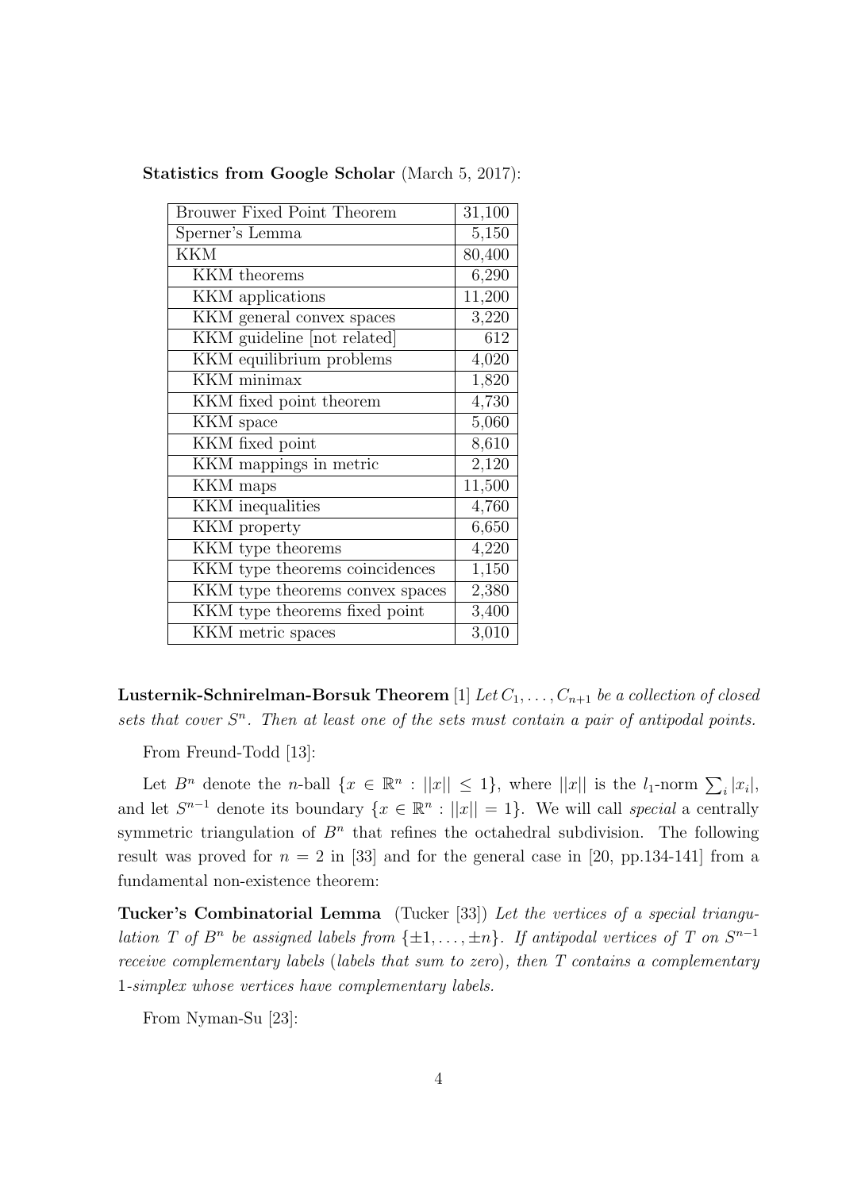**Statistics from Google Scholar** (March 5, 2017):

| | |
|---|---|
| Brouwer Fixed Point Theorem | 31,100 |
| Sperner's Lemma | 5,150 |
| KKM | 80,400 |
| KKM theorems | 6,290 |
| KKM applications | 11,200 |
| KKM general convex spaces | 3,220 |
| KKM guideline [not related] | 612 |
| KKM equilibrium problems | 4,020 |
| KKM minimax | 1,820 |
| KKM fixed point theorem | 4,730 |
| KKM space | 5,060 |
| KKM fixed point | 8,610 |
| KKM mappings in metric | 2,120 |
| KKM maps | 11,500 |
| KKM inequalities | 4,760 |
| KKM property | 6,650 |
| KKM type theorems | 4,220 |
| KKM type theorems coincidences | 1,150 |
| KKM type theorems convex spaces | 2,380 |
| KKM type theorems fixed point | 3,400 |
| KKM metric spaces | 3,010 |

**Lusternik-Schnirelman-Borsuk Theorem** [1] *Let $C_1, \ldots, C_{n+1}$ be a collection of closed sets that cover $S^n$. Then at least one of the sets must contain a pair of antipodal points.*

From Freund-Todd [13]:

Let $B^n$ denote the $n$-ball $\{x \in \mathbb{R}^n : ||x|| \leq 1\}$, where $||x||$ is the $l_1$-norm $\sum_i |x_i|$, and let $S^{n-1}$ denote its boundary $\{x \in \mathbb{R}^n : ||x|| = 1\}$. We will call *special* a centrally symmetric triangulation of $B^n$ that refines the octahedral subdivision. The following result was proved for $n = 2$ in [33] and for the general case in [20, pp.134-141] from a fundamental non-existence theorem:

**Tucker's Combinatorial Lemma** (Tucker [33]) *Let the vertices of a special triangulation $T$ of $B^n$ be assigned labels from $\{\pm 1, \ldots, \pm n\}$. If antipodal vertices of $T$ on $S^{n-1}$ receive complementary labels* (*labels that sum to zero*)*, then $T$ contains a complementary 1-simplex whose vertices have complementary labels.*

From Nyman-Su [23]: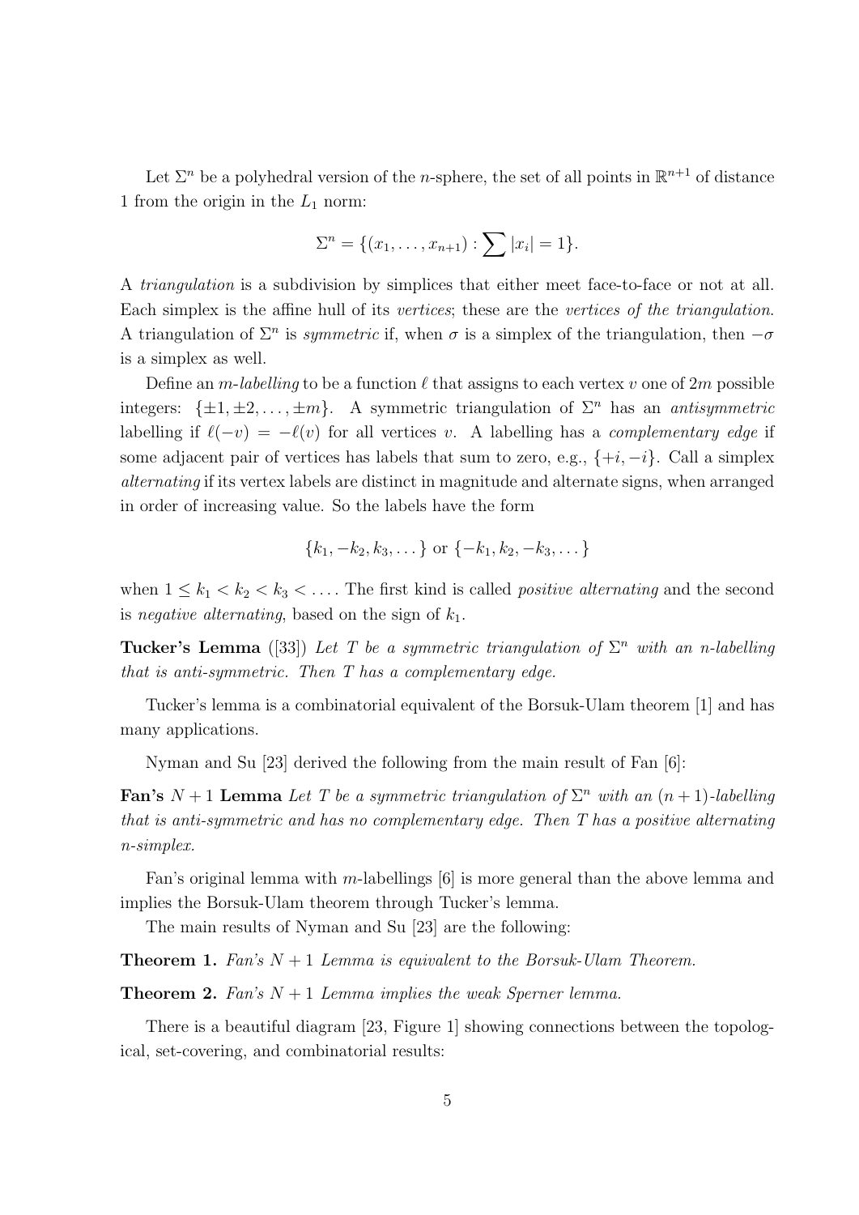Let $\Sigma^n$ be a polyhedral version of the $n$-sphere, the set of all points in $\mathbb{R}^{n+1}$ of distance 1 from the origin in the $L_1$ norm:

$$\Sigma^n = \{(x_1, \ldots, x_{n+1}) : \sum |x_i| = 1\}.$$

A *triangulation* is a subdivision by simplices that either meet face-to-face or not at all. Each simplex is the affine hull of its *vertices*; these are the *vertices of the triangulation*. A triangulation of $\Sigma^n$ is *symmetric* if, when $\sigma$ is a simplex of the triangulation, then $-\sigma$ is a simplex as well.

Define an *$m$-labelling* to be a function $\ell$ that assigns to each vertex $v$ one of $2m$ possible integers: $\{\pm 1, \pm 2, \ldots, \pm m\}$. A symmetric triangulation of $\Sigma^n$ has an *antisymmetric* labelling if $\ell(-v) = -\ell(v)$ for all vertices $v$. A labelling has a *complementary edge* if some adjacent pair of vertices has labels that sum to zero, e.g., $\{+i, -i\}$. Call a simplex *alternating* if its vertex labels are distinct in magnitude and alternate signs, when arranged in order of increasing value. So the labels have the form

$$\{k_1, -k_2, k_3, \ldots\} \text{ or } \{-k_1, k_2, -k_3, \ldots\}$$

when $1 \leq k_1 < k_2 < k_3 < \ldots$. The first kind is called *positive alternating* and the second is *negative alternating*, based on the sign of $k_1$.

**Tucker's Lemma** ([33]) *Let $T$ be a symmetric triangulation of $\Sigma^n$ with an $n$-labelling that is anti-symmetric. Then $T$ has a complementary edge.*

Tucker's lemma is a combinatorial equivalent of the Borsuk-Ulam theorem [1] and has many applications.

Nyman and Su [23] derived the following from the main result of Fan [6]:

**Fan's $N+1$ Lemma** *Let $T$ be a symmetric triangulation of $\Sigma^n$ with an $(n+1)$-labelling that is anti-symmetric and has no complementary edge. Then $T$ has a positive alternating $n$-simplex.*

Fan's original lemma with $m$-labellings [6] is more general than the above lemma and implies the Borsuk-Ulam theorem through Tucker's lemma.

The main results of Nyman and Su [23] are the following:

**Theorem 1.** *Fan's $N+1$ Lemma is equivalent to the Borsuk-Ulam Theorem.*

**Theorem 2.** *Fan's $N+1$ Lemma implies the weak Sperner lemma.*

There is a beautiful diagram [23, Figure 1] showing connections between the topological, set-covering, and combinatorial results: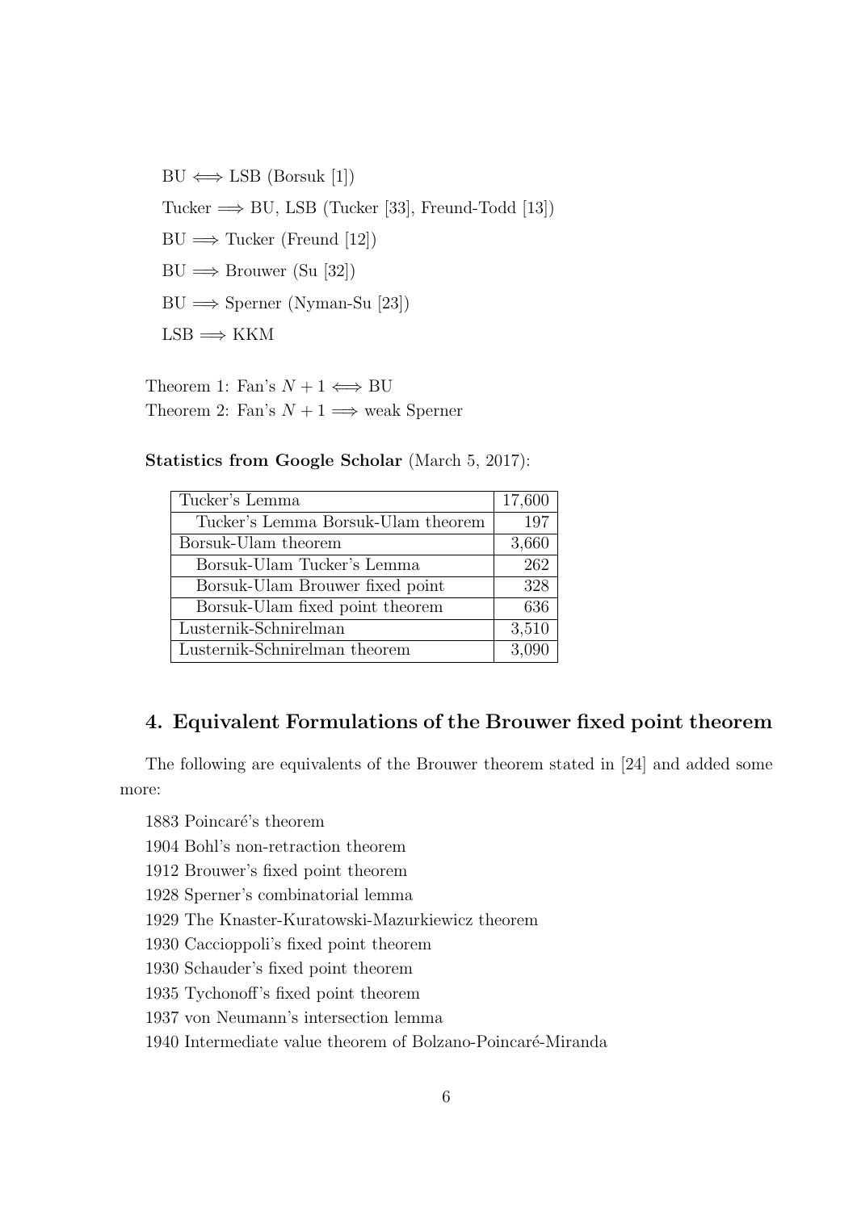BU $\Longleftrightarrow$ LSB (Borsuk [1])

Tucker $\Longrightarrow$ BU, LSB (Tucker [33], Freund-Todd [13])

BU $\Longrightarrow$ Tucker (Freund [12])

BU $\Longrightarrow$ Brouwer (Su [32])

BU $\Longrightarrow$ Sperner (Nyman-Su [23])

LSB $\Longrightarrow$ KKM

Theorem 1: Fan's $N+1 \Longleftrightarrow$ BU
Theorem 2: Fan's $N+1 \Longrightarrow$ weak Sperner

**Statistics from Google Scholar** (March 5, 2017):

| Tucker's Lemma | 17,600 |
|---|---|
| Tucker's Lemma Borsuk-Ulam theorem | 197 |
| Borsuk-Ulam theorem | 3,660 |
| Borsuk-Ulam Tucker's Lemma | 262 |
| Borsuk-Ulam Brouwer fixed point | 328 |
| Borsuk-Ulam fixed point theorem | 636 |
| Lusternik-Schnirelman | 3,510 |
| Lusternik-Schnirelman theorem | 3,090 |

## 4. Equivalent Formulations of the Brouwer fixed point theorem

The following are equivalents of the Brouwer theorem stated in [24] and added some more:

1883 Poincaré's theorem

1904 Bohl's non-retraction theorem

1912 Brouwer's fixed point theorem

1928 Sperner's combinatorial lemma

1929 The Knaster-Kuratowski-Mazurkiewicz theorem

1930 Caccioppoli's fixed point theorem

1930 Schauder's fixed point theorem

1935 Tychonoff's fixed point theorem

1937 von Neumann's intersection lemma

1940 Intermediate value theorem of Bolzano-Poincaré-Miranda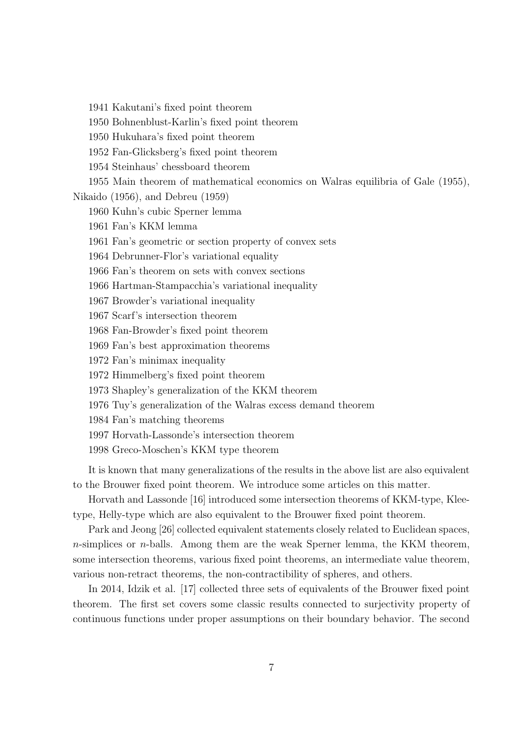1941 Kakutani's fixed point theorem

1950 Bohnenblust-Karlin's fixed point theorem

1950 Hukuhara's fixed point theorem

1952 Fan-Glicksberg's fixed point theorem

1954 Steinhaus' chessboard theorem

1955 Main theorem of mathematical economics on Walras equilibria of Gale (1955), Nikaido (1956), and Debreu (1959)

1960 Kuhn's cubic Sperner lemma

1961 Fan's KKM lemma

1961 Fan's geometric or section property of convex sets

1964 Debrunner-Flor's variational equality

1966 Fan's theorem on sets with convex sections

1966 Hartman-Stampacchia's variational inequality

1967 Browder's variational inequality

1967 Scarf's intersection theorem

1968 Fan-Browder's fixed point theorem

1969 Fan's best approximation theorems

1972 Fan's minimax inequality

1972 Himmelberg's fixed point theorem

1973 Shapley's generalization of the KKM theorem

1976 Tuy's generalization of the Walras excess demand theorem

1984 Fan's matching theorems

1997 Horvath-Lassonde's intersection theorem

1998 Greco-Moschen's KKM type theorem

It is known that many generalizations of the results in the above list are also equivalent to the Brouwer fixed point theorem. We introduce some articles on this matter.

Horvath and Lassonde [16] introduced some intersection theorems of KKM-type, Klee-type, Helly-type which are also equivalent to the Brouwer fixed point theorem.

Park and Jeong [26] collected equivalent statements closely related to Euclidean spaces, $n$-simplices or $n$-balls. Among them are the weak Sperner lemma, the KKM theorem, some intersection theorems, various fixed point theorems, an intermediate value theorem, various non-retract theorems, the non-contractibility of spheres, and others.

In 2014, Idzik et al. [17] collected three sets of equivalents of the Brouwer fixed point theorem. The first set covers some classic results connected to surjectivity property of continuous functions under proper assumptions on their boundary behavior. The second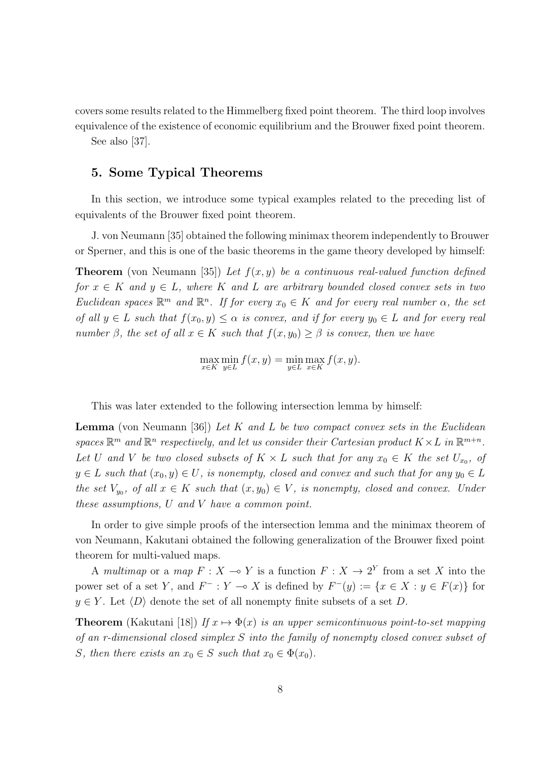covers some results related to the Himmelberg fixed point theorem. The third loop involves equivalence of the existence of economic equilibrium and the Brouwer fixed point theorem.

See also [37].

## 5. Some Typical Theorems

In this section, we introduce some typical examples related to the preceding list of equivalents of the Brouwer fixed point theorem.

J. von Neumann [35] obtained the following minimax theorem independently to Brouwer or Sperner, and this is one of the basic theorems in the game theory developed by himself:

**Theorem** (von Neumann [35]) *Let $f(x, y)$ be a continuous real-valued function defined for $x \in K$ and $y \in L$, where $K$ and $L$ are arbitrary bounded closed convex sets in two Euclidean spaces $\mathbb{R}^m$ and $\mathbb{R}^n$. If for every $x_0 \in K$ and for every real number $\alpha$, the set of all $y \in L$ such that $f(x_0, y) \leq \alpha$ is convex, and if for every $y_0 \in L$ and for every real number $\beta$, the set of all $x \in K$ such that $f(x, y_0) \geq \beta$ is convex, then we have*

$$\max_{x \in K} \min_{y \in L} f(x, y) = \min_{y \in L} \max_{x \in K} f(x, y).$$

This was later extended to the following intersection lemma by himself:

**Lemma** (von Neumann [36]) *Let $K$ and $L$ be two compact convex sets in the Euclidean spaces $\mathbb{R}^m$ and $\mathbb{R}^n$ respectively, and let us consider their Cartesian product $K \times L$ in $\mathbb{R}^{m+n}$. Let $U$ and $V$ be two closed subsets of $K \times L$ such that for any $x_0 \in K$ the set $U_{x_0}$, of $y \in L$ such that $(x_0, y) \in U$, is nonempty, closed and convex and such that for any $y_0 \in L$ the set $V_{y_0}$, of all $x \in K$ such that $(x, y_0) \in V$, is nonempty, closed and convex. Under these assumptions, $U$ and $V$ have a common point.*

In order to give simple proofs of the intersection lemma and the minimax theorem of von Neumann, Kakutani obtained the following generalization of the Brouwer fixed point theorem for multi-valued maps.

A *multimap* or a *map* $F : X \multimap Y$ is a function $F : X \to 2^Y$ from a set $X$ into the power set of a set $Y$, and $F^- : Y \multimap X$ is defined by $F^-(y) := \{x \in X : y \in F(x)\}$ for $y \in Y$. Let $\langle D \rangle$ denote the set of all nonempty finite subsets of a set $D$.

**Theorem** (Kakutani [18]) *If $x \mapsto \Phi(x)$ is an upper semicontinuous point-to-set mapping of an $r$-dimensional closed simplex $S$ into the family of nonempty closed convex subset of $S$, then there exists an $x_0 \in S$ such that $x_0 \in \Phi(x_0)$.*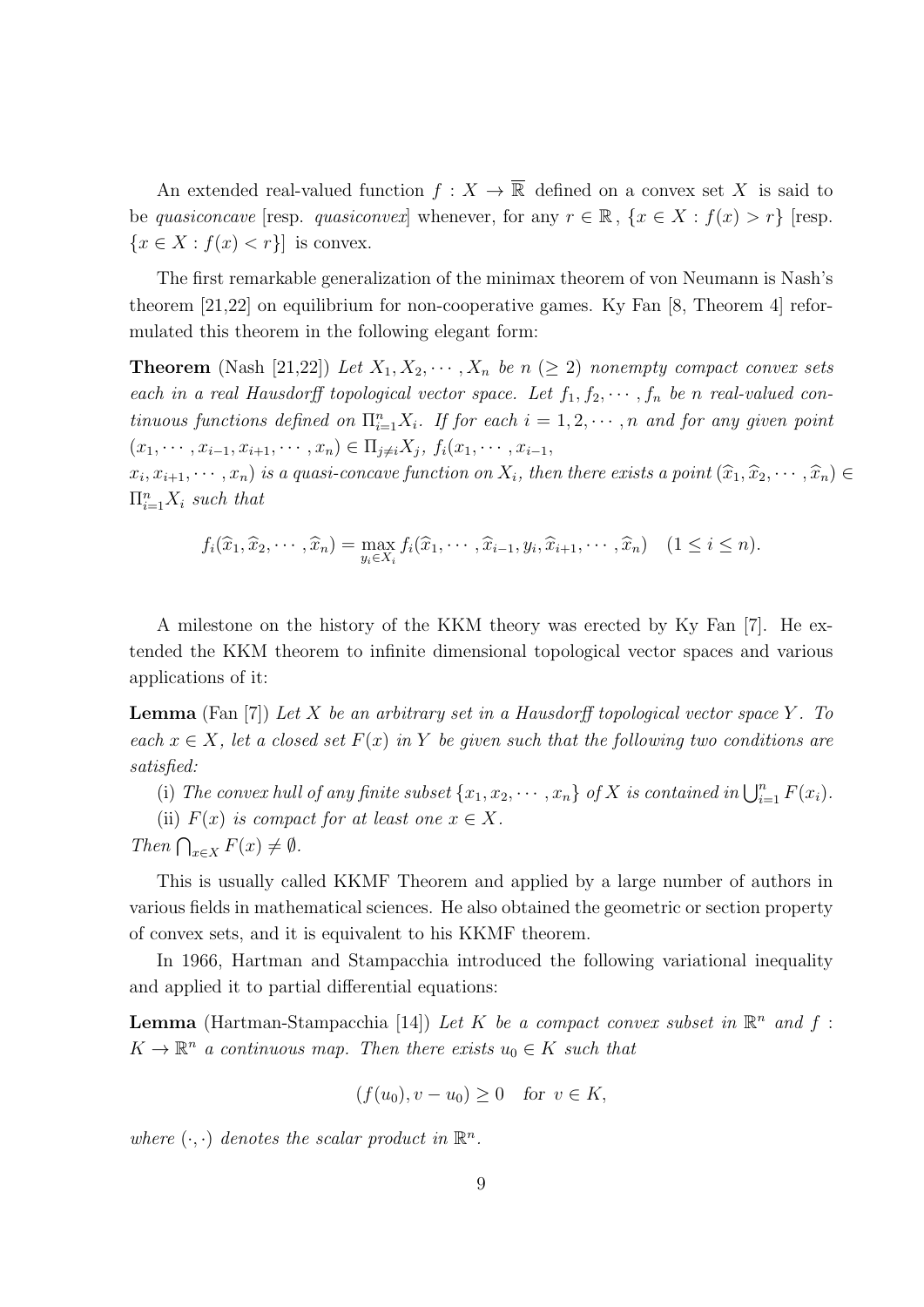An extended real-valued function $f : X \to \overline{\mathbb{R}}$ defined on a convex set $X$ is said to be *quasiconcave* [resp. *quasiconvex*] whenever, for any $r \in \mathbb{R}$, $\{x \in X : f(x) > r\}$ [resp. $\{x \in X : f(x) < r\}$] is convex.

The first remarkable generalization of the minimax theorem of von Neumann is Nash's theorem [21,22] on equilibrium for non-cooperative games. Ky Fan [8, Theorem 4] reformulated this theorem in the following elegant form:

**Theorem** (Nash [21,22]) *Let $X_1, X_2, \cdots, X_n$ be $n$ $(\geq 2)$ nonempty compact convex sets each in a real Hausdorff topological vector space. Let $f_1, f_2, \cdots, f_n$ be $n$ real-valued continuous functions defined on $\Pi_{i=1}^n X_i$. If for each $i = 1, 2, \cdots, n$ and for any given point $(x_1, \cdots, x_{i-1}, x_{i+1}, \cdots, x_n) \in \Pi_{j\neq i} X_j$, $f_i(x_1, \cdots, x_{i-1}, x_i, x_{i+1}, \cdots, x_n)$ is a quasi-concave function on $X_i$, then there exists a point $(\widehat{x}_1, \widehat{x}_2, \cdots, \widehat{x}_n) \in \Pi_{i=1}^n X_i$ such that*

$$f_i(\widehat{x}_1, \widehat{x}_2, \cdots, \widehat{x}_n) = \max_{y_i \in X_i} f_i(\widehat{x}_1, \cdots, \widehat{x}_{i-1}, y_i, \widehat{x}_{i+1}, \cdots, \widehat{x}_n) \quad (1 \leq i \leq n).$$

A milestone on the history of the KKM theory was erected by Ky Fan [7]. He extended the KKM theorem to infinite dimensional topological vector spaces and various applications of it:

**Lemma** (Fan [7]) *Let $X$ be an arbitrary set in a Hausdorff topological vector space $Y$. To each $x \in X$, let a closed set $F(x)$ in $Y$ be given such that the following two conditions are satisfied:*

(i) *The convex hull of any finite subset $\{x_1, x_2, \cdots, x_n\}$ of $X$ is contained in $\bigcup_{i=1}^n F(x_i)$.*

(ii) *$F(x)$ is compact for at least one $x \in X$.*

*Then $\bigcap_{x\in X} F(x) \neq \emptyset$.*

This is usually called KKMF Theorem and applied by a large number of authors in various fields in mathematical sciences. He also obtained the geometric or section property of convex sets, and it is equivalent to his KKMF theorem.

In 1966, Hartman and Stampacchia introduced the following variational inequality and applied it to partial differential equations:

**Lemma** (Hartman-Stampacchia [14]) *Let $K$ be a compact convex subset in $\mathbb{R}^n$ and $f : K \to \mathbb{R}^n$ a continuous map. Then there exists $u_0 \in K$ such that*

$$(f(u_0), v - u_0) \geq 0 \quad \text{for } v \in K,$$

*where $(\cdot, \cdot)$ denotes the scalar product in $\mathbb{R}^n$.*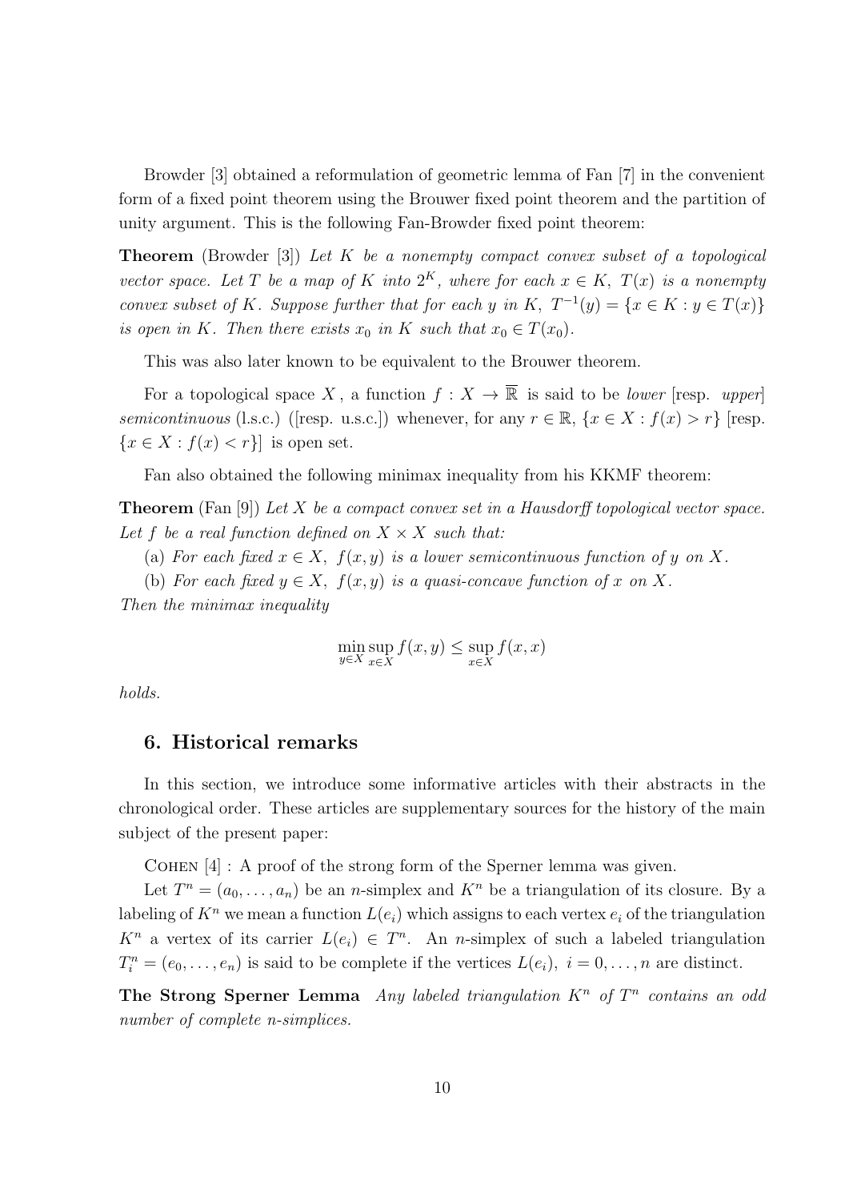Browder [3] obtained a reformulation of geometric lemma of Fan [7] in the convenient form of a fixed point theorem using the Brouwer fixed point theorem and the partition of unity argument. This is the following Fan-Browder fixed point theorem:

**Theorem** (Browder [3]) *Let $K$ be a nonempty compact convex subset of a topological vector space. Let $T$ be a map of $K$ into $2^K$, where for each $x \in K$, $T(x)$ is a nonempty convex subset of $K$. Suppose further that for each $y$ in $K$, $T^{-1}(y) = \{x \in K : y \in T(x)\}$ is open in $K$. Then there exists $x_0$ in $K$ such that $x_0 \in T(x_0)$.*

This was also later known to be equivalent to the Brouwer theorem.

For a topological space $X$, a function $f : X \to \overline{\mathbb{R}}$ is said to be *lower* [resp. *upper*] *semicontinuous* (l.s.c.) ([resp. u.s.c.]) whenever, for any $r \in \mathbb{R}$, $\{x \in X : f(x) > r\}$ [resp. $\{x \in X : f(x) < r\}$] is open set.

Fan also obtained the following minimax inequality from his KKMF theorem:

**Theorem** (Fan [9]) *Let $X$ be a compact convex set in a Hausdorff topological vector space. Let $f$ be a real function defined on $X \times X$ such that:*

(a) *For each fixed $x \in X$, $f(x, y)$ is a lower semicontinuous function of $y$ on $X$.*

(b) *For each fixed $y \in X$, $f(x, y)$ is a quasi-concave function of $x$ on $X$.*

*Then the minimax inequality*

$$\min_{y \in X} \sup_{x \in X} f(x, y) \leq \sup_{x \in X} f(x, x)$$

*holds.*

## 6. Historical remarks

In this section, we introduce some informative articles with their abstracts in the chronological order. These articles are supplementary sources for the history of the main subject of the present paper:

Cohen [4] : A proof of the strong form of the Sperner lemma was given.

Let $T^n = (a_0, \ldots, a_n)$ be an $n$-simplex and $K^n$ be a triangulation of its closure. By a labeling of $K^n$ we mean a function $L(e_i)$ which assigns to each vertex $e_i$ of the triangulation $K^n$ a vertex of its carrier $L(e_i) \in T^n$. An $n$-simplex of such a labeled triangulation $T_i^n = (e_0, \ldots, e_n)$ is said to be complete if the vertices $L(e_i)$, $i = 0, \ldots, n$ are distinct.

**The Strong Sperner Lemma** *Any labeled triangulation $K^n$ of $T^n$ contains an odd number of complete $n$-simplices.*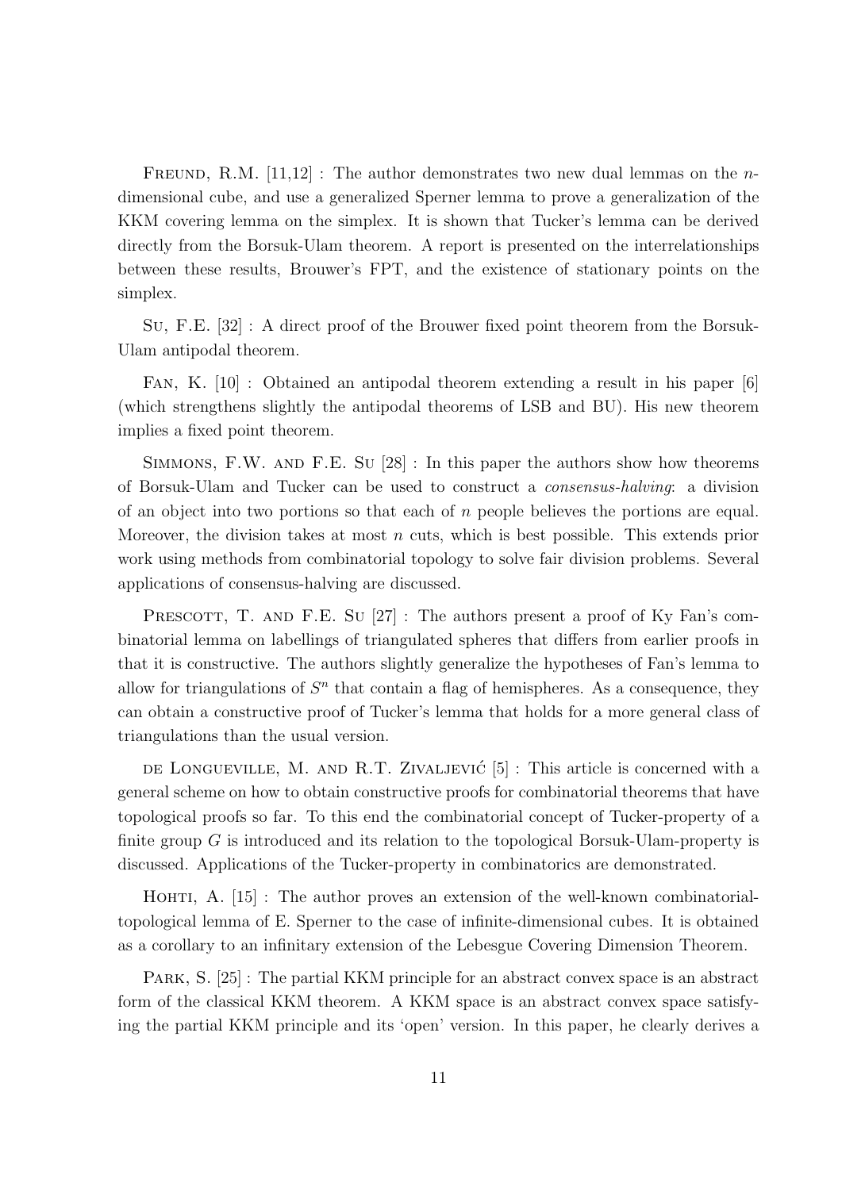FREUND, R.M. [11,12] : The author demonstrates two new dual lemmas on the $n$-dimensional cube, and use a generalized Sperner lemma to prove a generalization of the KKM covering lemma on the simplex. It is shown that Tucker's lemma can be derived directly from the Borsuk-Ulam theorem. A report is presented on the interrelationships between these results, Brouwer's FPT, and the existence of stationary points on the simplex.

SU, F.E. [32] : A direct proof of the Brouwer fixed point theorem from the Borsuk-Ulam antipodal theorem.

FAN, K. [10] : Obtained an antipodal theorem extending a result in his paper [6] (which strengthens slightly the antipodal theorems of LSB and BU). His new theorem implies a fixed point theorem.

SIMMONS, F.W. AND F.E. SU [28] : In this paper the authors show how theorems of Borsuk-Ulam and Tucker can be used to construct a *consensus-halving*: a division of an object into two portions so that each of $n$ people believes the portions are equal. Moreover, the division takes at most $n$ cuts, which is best possible. This extends prior work using methods from combinatorial topology to solve fair division problems. Several applications of consensus-halving are discussed.

PRESCOTT, T. AND F.E. SU [27] : The authors present a proof of Ky Fan's combinatorial lemma on labellings of triangulated spheres that differs from earlier proofs in that it is constructive. The authors slightly generalize the hypotheses of Fan's lemma to allow for triangulations of $S^n$ that contain a flag of hemispheres. As a consequence, they can obtain a constructive proof of Tucker's lemma that holds for a more general class of triangulations than the usual version.

DE LONGUEVILLE, M. AND R.T. ZIVALJEVIĆ [5] : This article is concerned with a general scheme on how to obtain constructive proofs for combinatorial theorems that have topological proofs so far. To this end the combinatorial concept of Tucker-property of a finite group $G$ is introduced and its relation to the topological Borsuk-Ulam-property is discussed. Applications of the Tucker-property in combinatorics are demonstrated.

HOHTI, A. [15] : The author proves an extension of the well-known combinatorial-topological lemma of E. Sperner to the case of infinite-dimensional cubes. It is obtained as a corollary to an infinitary extension of the Lebesgue Covering Dimension Theorem.

PARK, S. [25] : The partial KKM principle for an abstract convex space is an abstract form of the classical KKM theorem. A KKM space is an abstract convex space satisfying the partial KKM principle and its 'open' version. In this paper, he clearly derives a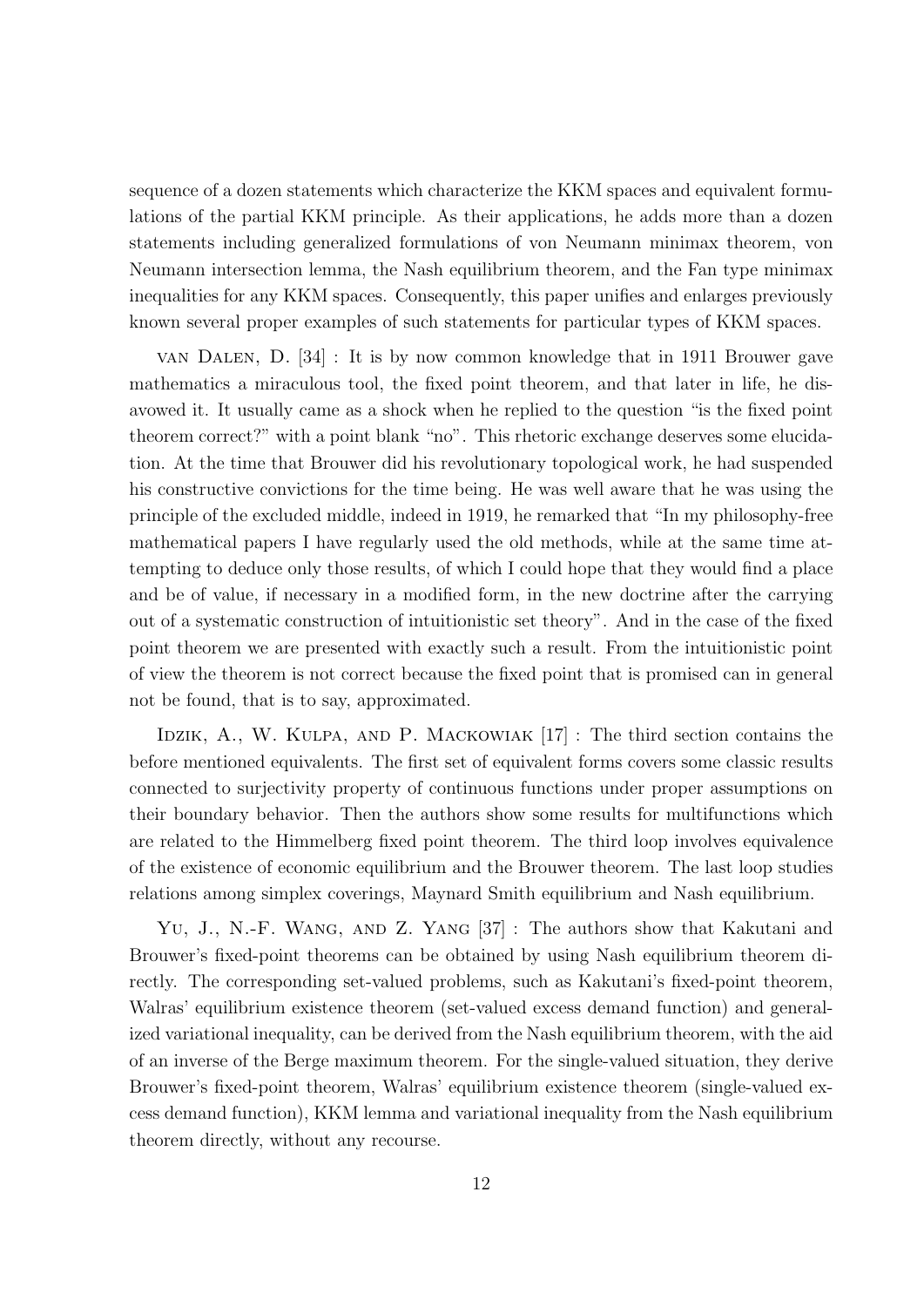sequence of a dozen statements which characterize the KKM spaces and equivalent formulations of the partial KKM principle. As their applications, he adds more than a dozen statements including generalized formulations of von Neumann minimax theorem, von Neumann intersection lemma, the Nash equilibrium theorem, and the Fan type minimax inequalities for any KKM spaces. Consequently, this paper unifies and enlarges previously known several proper examples of such statements for particular types of KKM spaces.

van Dalen, D. [34] : It is by now common knowledge that in 1911 Brouwer gave mathematics a miraculous tool, the fixed point theorem, and that later in life, he disavowed it. It usually came as a shock when he replied to the question "is the fixed point theorem correct?" with a point blank "no". This rhetoric exchange deserves some elucidation. At the time that Brouwer did his revolutionary topological work, he had suspended his constructive convictions for the time being. He was well aware that he was using the principle of the excluded middle, indeed in 1919, he remarked that "In my philosophy-free mathematical papers I have regularly used the old methods, while at the same time attempting to deduce only those results, of which I could hope that they would find a place and be of value, if necessary in a modified form, in the new doctrine after the carrying out of a systematic construction of intuitionistic set theory". And in the case of the fixed point theorem we are presented with exactly such a result. From the intuitionistic point of view the theorem is not correct because the fixed point that is promised can in general not be found, that is to say, approximated.

Idzik, A., W. Kulpa, and P. Mackowiak [17] : The third section contains the before mentioned equivalents. The first set of equivalent forms covers some classic results connected to surjectivity property of continuous functions under proper assumptions on their boundary behavior. Then the authors show some results for multifunctions which are related to the Himmelberg fixed point theorem. The third loop involves equivalence of the existence of economic equilibrium and the Brouwer theorem. The last loop studies relations among simplex coverings, Maynard Smith equilibrium and Nash equilibrium.

Yu, J., N.-F. Wang, and Z. Yang [37] : The authors show that Kakutani and Brouwer's fixed-point theorems can be obtained by using Nash equilibrium theorem directly. The corresponding set-valued problems, such as Kakutani's fixed-point theorem, Walras' equilibrium existence theorem (set-valued excess demand function) and generalized variational inequality, can be derived from the Nash equilibrium theorem, with the aid of an inverse of the Berge maximum theorem. For the single-valued situation, they derive Brouwer's fixed-point theorem, Walras' equilibrium existence theorem (single-valued excess demand function), KKM lemma and variational inequality from the Nash equilibrium theorem directly, without any recourse.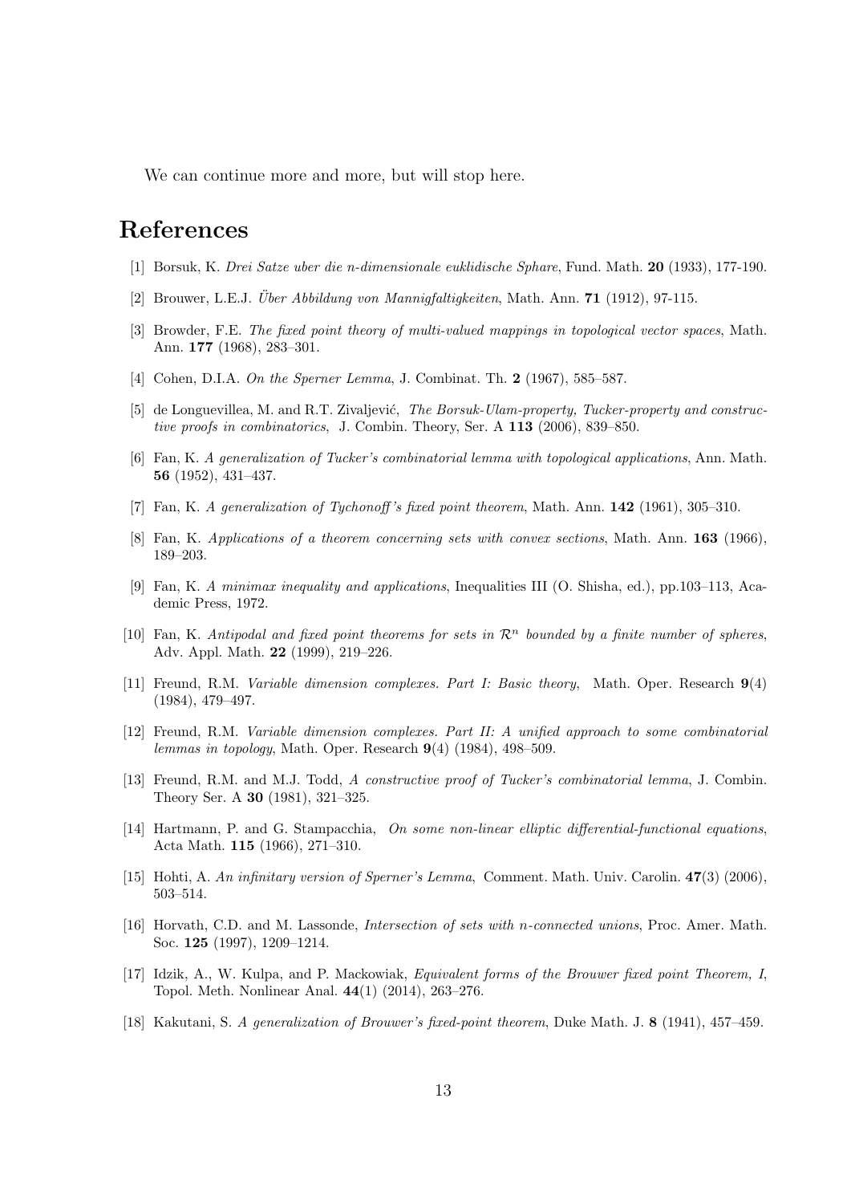We can continue more and more, but will stop here.

# References

[1] Borsuk, K. *Drei Satze uber die n-dimensionale euklidische Sphare*, Fund. Math. **20** (1933), 177-190.

[2] Brouwer, L.E.J. *Über Abbildung von Mannigfaltigkeiten*, Math. Ann. **71** (1912), 97-115.

[3] Browder, F.E. *The fixed point theory of multi-valued mappings in topological vector spaces*, Math. Ann. **177** (1968), 283–301.

[4] Cohen, D.I.A. *On the Sperner Lemma*, J. Combinat. Th. **2** (1967), 585–587.

[5] de Longuevillea, M. and R.T. Zivaljević, *The Borsuk-Ulam-property, Tucker-property and constructive proofs in combinatorics*, J. Combin. Theory, Ser. A **113** (2006), 839–850.

[6] Fan, K. *A generalization of Tucker's combinatorial lemma with topological applications*, Ann. Math. **56** (1952), 431–437.

[7] Fan, K. *A generalization of Tychonoff's fixed point theorem*, Math. Ann. **142** (1961), 305–310.

[8] Fan, K. *Applications of a theorem concerning sets with convex sections*, Math. Ann. **163** (1966), 189–203.

[9] Fan, K. *A minimax inequality and applications*, Inequalities III (O. Shisha, ed.), pp.103–113, Academic Press, 1972.

[10] Fan, K. *Antipodal and fixed point theorems for sets in $\mathcal{R}^n$ bounded by a finite number of spheres*, Adv. Appl. Math. **22** (1999), 219–226.

[11] Freund, R.M. *Variable dimension complexes. Part I: Basic theory*, Math. Oper. Research **9**(4) (1984), 479–497.

[12] Freund, R.M. *Variable dimension complexes. Part II: A unified approach to some combinatorial lemmas in topology*, Math. Oper. Research **9**(4) (1984), 498–509.

[13] Freund, R.M. and M.J. Todd, *A constructive proof of Tucker's combinatorial lemma*, J. Combin. Theory Ser. A **30** (1981), 321–325.

[14] Hartmann, P. and G. Stampacchia, *On some non-linear elliptic differential-functional equations*, Acta Math. **115** (1966), 271–310.

[15] Hohti, A. *An infinitary version of Sperner's Lemma*, Comment. Math. Univ. Carolin. **47**(3) (2006), 503–514.

[16] Horvath, C.D. and M. Lassonde, *Intersection of sets with n-connected unions*, Proc. Amer. Math. Soc. **125** (1997), 1209–1214.

[17] Idzik, A., W. Kulpa, and P. Mackowiak, *Equivalent forms of the Brouwer fixed point Theorem, I*, Topol. Meth. Nonlinear Anal. **44**(1) (2014), 263–276.

[18] Kakutani, S. *A generalization of Brouwer's fixed-point theorem*, Duke Math. J. **8** (1941), 457–459.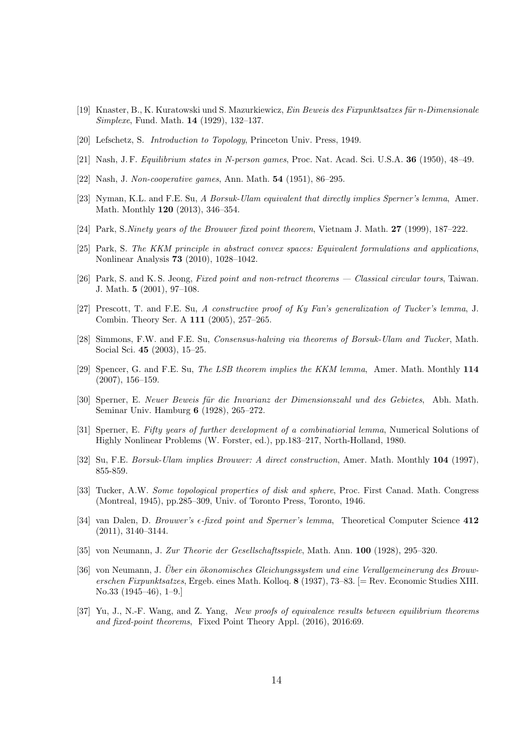[19] Knaster, B., K. Kuratowski und S. Mazurkiewicz, *Ein Beweis des Fixpunktsatzes für n-Dimensionale Simplexe*, Fund. Math. **14** (1929), 132–137.

[20] Lefschetz, S. *Introduction to Topology*, Princeton Univ. Press, 1949.

[21] Nash, J. F. *Equilibrium states in N-person games*, Proc. Nat. Acad. Sci. U.S.A. **36** (1950), 48–49.

[22] Nash, J. *Non-cooperative games*, Ann. Math. **54** (1951), 86–295.

[23] Nyman, K.L. and F.E. Su, *A Borsuk-Ulam equivalent that directly implies Sperner's lemma*, Amer. Math. Monthly **120** (2013), 346–354.

[24] Park, S.*Ninety years of the Brouwer fixed point theorem*, Vietnam J. Math. **27** (1999), 187–222.

[25] Park, S. *The KKM principle in abstract convex spaces: Equivalent formulations and applications*, Nonlinear Analysis **73** (2010), 1028–1042.

[26] Park, S. and K. S. Jeong, *Fixed point and non-retract theorems — Classical circular tours*, Taiwan. J. Math. **5** (2001), 97–108.

[27] Prescott, T. and F.E. Su, *A constructive proof of Ky Fan's generalization of Tucker's lemma*, J. Combin. Theory Ser. A **111** (2005), 257–265.

[28] Simmons, F.W. and F.E. Su, *Consensus-halving via theorems of Borsuk-Ulam and Tucker*, Math. Social Sci. **45** (2003), 15–25.

[29] Spencer, G. and F.E. Su, *The LSB theorem implies the KKM lemma*, Amer. Math. Monthly **114** (2007), 156–159.

[30] Sperner, E. *Neuer Beweis für die Invarianz der Dimensionszahl und des Gebietes*, Abh. Math. Seminar Univ. Hamburg **6** (1928), 265–272.

[31] Sperner, E. *Fifty years of further development of a combinatiorial lemma*, Numerical Solutions of Highly Nonlinear Problems (W. Forster, ed.), pp.183–217, North-Holland, 1980.

[32] Su, F.E. *Borsuk-Ulam implies Brouwer: A direct construction*, Amer. Math. Monthly **104** (1997), 855-859.

[33] Tucker, A.W. *Some topological properties of disk and sphere*, Proc. First Canad. Math. Congress (Montreal, 1945), pp.285–309, Univ. of Toronto Press, Toronto, 1946.

[34] van Dalen, D. *Brouwer's $\epsilon$-fixed point and Sperner's lemma*, Theoretical Computer Science **412** (2011), 3140–3144.

[35] von Neumann, J. *Zur Theorie der Gesellschaftsspiele*, Math. Ann. **100** (1928), 295–320.

[36] von Neumann, J. *Über ein ökonomisches Gleichungssystem und eine Verallgemeinerung des Brouwerschen Fixpunktsatzes*, Ergeb. eines Math. Kolloq. **8** (1937), 73–83. [= Rev. Economic Studies XIII. No.33 (1945–46), 1–9.]

[37] Yu, J., N.-F. Wang, and Z. Yang, *New proofs of equivalence results between equilibrium theorems and fixed-point theorems*, Fixed Point Theory Appl. (2016), 2016:69.